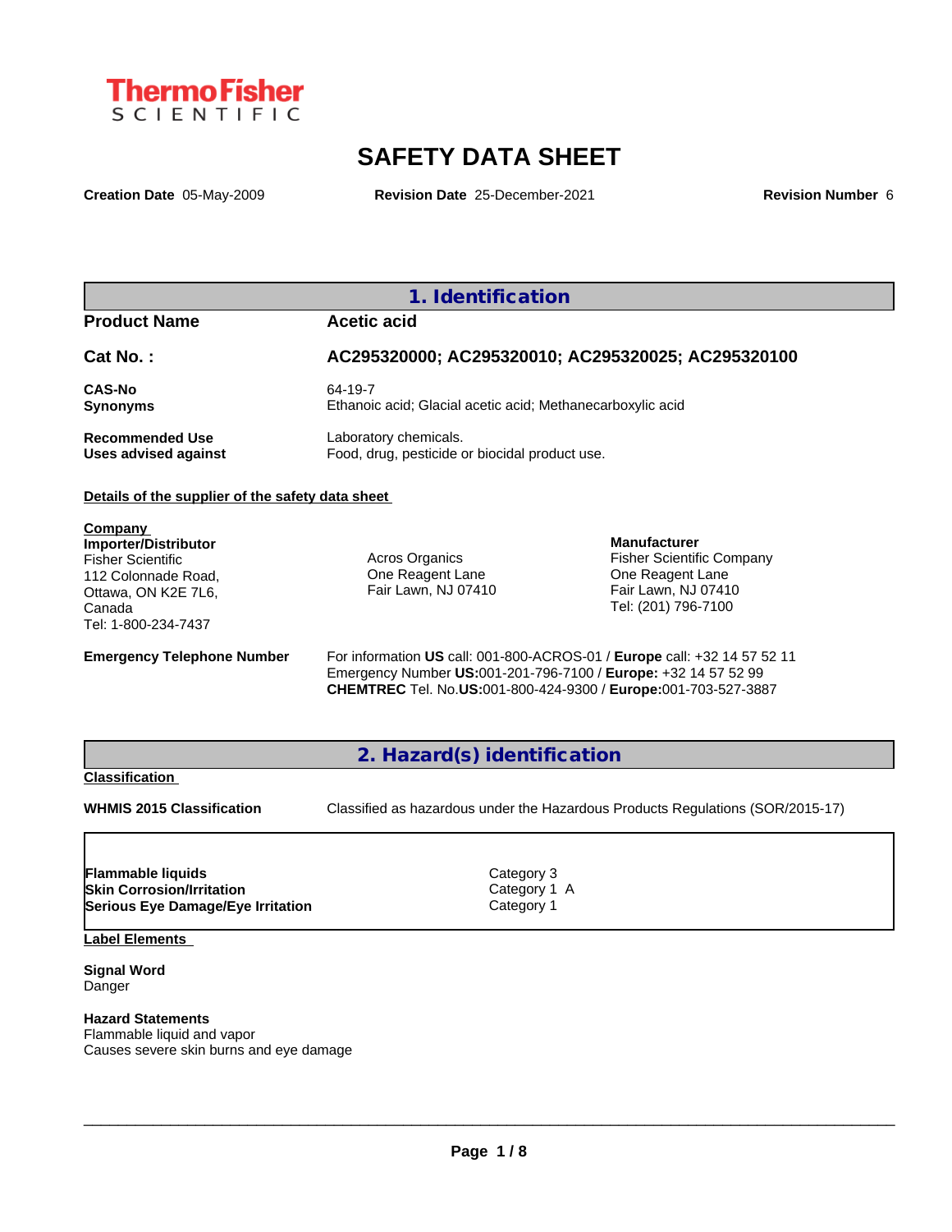ThermoFisher SCIENTIFIC

# SAFETY DATA SHEET

**Creation Date** 05-May-2009 **Revision Date** 25-December-2021 **Revision Number** 6

## 1. Identification

| | |
|---|---|
| **Product Name** | **Acetic acid** |
| **Cat No. :** | **AC295320000; AC295320010; AC295320025; AC295320100** |
| **CAS-No** | 64-19-7 |
| **Synonyms** | Ethanoic acid; Glacial acetic acid; Methanecarboxylic acid |
| **Recommended Use** | Laboratory chemicals. |
| **Uses advised against** | Food, drug, pesticide or biocidal product use. |

**Details of the supplier of the safety data sheet**

**Company**

**Importer/Distributor**
Fisher Scientific
112 Colonnade Road,
Ottawa, ON K2E 7L6,
Canada
Tel: 1-800-234-7437

Acros Organics
One Reagent Lane
Fair Lawn, NJ 07410

**Manufacturer**
Fisher Scientific Company
One Reagent Lane
Fair Lawn, NJ 07410
Tel: (201) 796-7100

**Emergency Telephone Number**
For information **US** call: 001-800-ACROS-01 / **Europe** call: +32 14 57 52 11
Emergency Number **US:**001-201-796-7100 / **Europe:** +32 14 57 52 99
**CHEMTREC** Tel. No.**US:**001-800-424-9300 / **Europe:**001-703-527-3887

## 2. Hazard(s) identification

**Classification**

**WHMIS 2015 Classification** Classified as hazardous under the Hazardous Products Regulations (SOR/2015-17)

| | |
|---|---|
| **Flammable liquids** | Category 3 |
| **Skin Corrosion/Irritation** | Category 1 A |
| **Serious Eye Damage/Eye Irritation** | Category 1 |

**Label Elements**

**Signal Word**
Danger

**Hazard Statements**
Flammable liquid and vapor
Causes severe skin burns and eye damage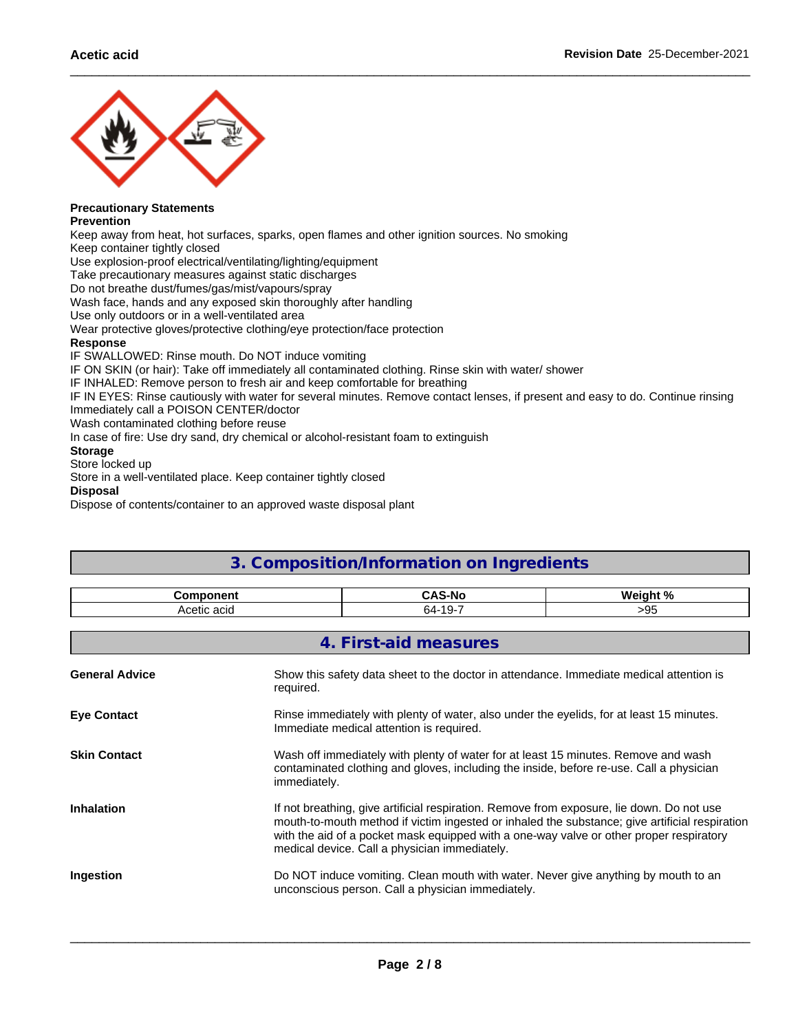**Precautionary Statements**

**Prevention**

Keep away from heat, hot surfaces, sparks, open flames and other ignition sources. No smoking
Keep container tightly closed
Use explosion-proof electrical/ventilating/lighting/equipment
Take precautionary measures against static discharges
Do not breathe dust/fumes/gas/mist/vapours/spray
Wash face, hands and any exposed skin thoroughly after handling
Use only outdoors or in a well-ventilated area
Wear protective gloves/protective clothing/eye protection/face protection

**Response**

IF SWALLOWED: Rinse mouth. Do NOT induce vomiting
IF ON SKIN (or hair): Take off immediately all contaminated clothing. Rinse skin with water/ shower
IF INHALED: Remove person to fresh air and keep comfortable for breathing
IF IN EYES: Rinse cautiously with water for several minutes. Remove contact lenses, if present and easy to do. Continue rinsing
Immediately call a POISON CENTER/doctor
Wash contaminated clothing before reuse
In case of fire: Use dry sand, dry chemical or alcohol-resistant foam to extinguish

**Storage**

Store locked up
Store in a well-ventilated place. Keep container tightly closed

**Disposal**

Dispose of contents/container to an approved waste disposal plant

## 3. Composition/Information on Ingredients

| Component | CAS-No | Weight % |
|---|---|---|
| Acetic acid | 64-19-7 | >95 |

## 4. First-aid measures

**General Advice**
Show this safety data sheet to the doctor in attendance. Immediate medical attention is required.

**Eye Contact**
Rinse immediately with plenty of water, also under the eyelids, for at least 15 minutes. Immediate medical attention is required.

**Skin Contact**
Wash off immediately with plenty of water for at least 15 minutes. Remove and wash contaminated clothing and gloves, including the inside, before re-use. Call a physician immediately.

**Inhalation**
If not breathing, give artificial respiration. Remove from exposure, lie down. Do not use mouth-to-mouth method if victim ingested or inhaled the substance; give artificial respiration with the aid of a pocket mask equipped with a one-way valve or other proper respiratory medical device. Call a physician immediately.

**Ingestion**
Do NOT induce vomiting. Clean mouth with water. Never give anything by mouth to an unconscious person. Call a physician immediately.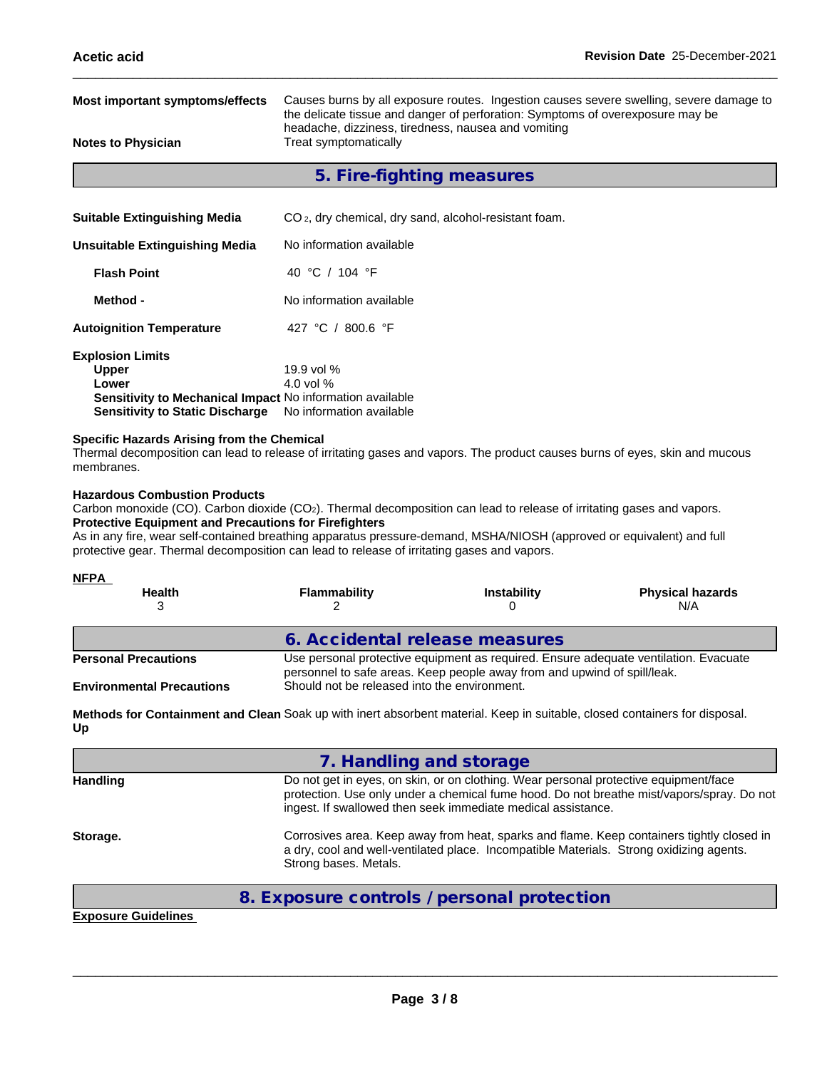**Most important symptoms/effects** Causes burns by all exposure routes. Ingestion causes severe swelling, severe damage to the delicate tissue and danger of perforation: Symptoms of overexposure may be headache, dizziness, tiredness, nausea and vomiting

**Notes to Physician** Treat symptomatically

## 5. Fire-fighting measures

**Suitable Extinguishing Media** $CO_2$, dry chemical, dry sand, alcohol-resistant foam.

**Unsuitable Extinguishing Media** No information available

**Flash Point** 40 °C / 104 °F

**Method -** No information available

**Autoignition Temperature** 427 °C / 800.6 °F

**Explosion Limits**
**Upper** 19.9 vol %
**Lower** 4.0 vol %
**Sensitivity to Mechanical Impact** No information available
**Sensitivity to Static Discharge** No information available

**Specific Hazards Arising from the Chemical**
Thermal decomposition can lead to release of irritating gases and vapors. The product causes burns of eyes, skin and mucous membranes.

**Hazardous Combustion Products**
Carbon monoxide (CO). Carbon dioxide ($CO_2$). Thermal decomposition can lead to release of irritating gases and vapors.
**Protective Equipment and Precautions for Firefighters**
As in any fire, wear self-contained breathing apparatus pressure-demand, MSHA/NIOSH (approved or equivalent) and full protective gear. Thermal decomposition can lead to release of irritating gases and vapors.

**NFPA**

| Health | Flammability | Instability | Physical hazards |
|---|---|---|---|
| 3 | 2 | 0 | N/A |

## 6. Accidental release measures

**Personal Precautions** Use personal protective equipment as required. Ensure adequate ventilation. Evacuate personnel to safe areas. Keep people away from and upwind of spill/leak.

**Environmental Precautions** Should not be released into the environment.

**Methods for Containment and Clean Up** Soak up with inert absorbent material. Keep in suitable, closed containers for disposal.

## 7. Handling and storage

**Handling** Do not get in eyes, on skin, or on clothing. Wear personal protective equipment/face protection. Use only under a chemical fume hood. Do not breathe mist/vapors/spray. Do not ingest. If swallowed then seek immediate medical assistance.

**Storage.** Corrosives area. Keep away from heat, sparks and flame. Keep containers tightly closed in a dry, cool and well-ventilated place. Incompatible Materials. Strong oxidizing agents. Strong bases. Metals.

## 8. Exposure controls / personal protection

**Exposure Guidelines**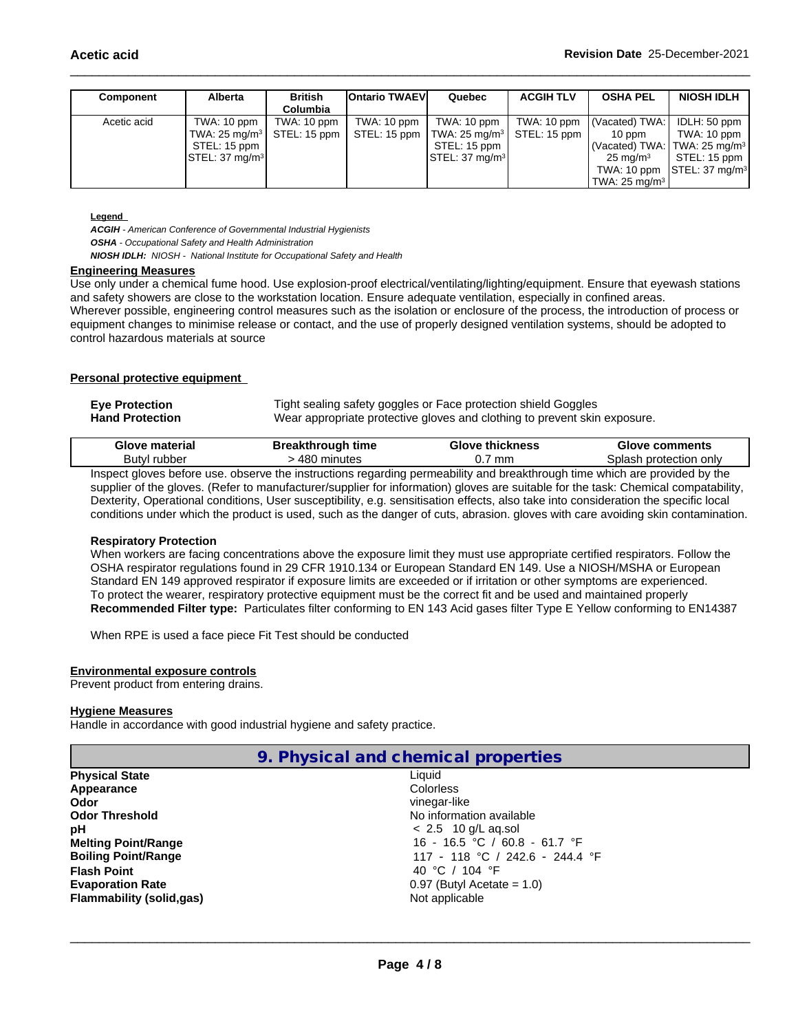| Component | Alberta | British Columbia | Ontario TWAEV | Quebec | ACGIH TLV | OSHA PEL | NIOSH IDLH |
|---|---|---|---|---|---|---|---|
| Acetic acid | TWA: 10 ppm<br>TWA: 25 mg/m³<br>STEL: 15 ppm<br>STEL: 37 mg/m³ | TWA: 10 ppm<br>STEL: 15 ppm | TWA: 10 ppm<br>STEL: 15 ppm | TWA: 10 ppm<br>TWA: 25 mg/m³<br>STEL: 15 ppm<br>STEL: 37 mg/m³ | TWA: 10 ppm<br>STEL: 15 ppm | (Vacated) TWA: 10 ppm<br>(Vacated) TWA: 25 mg/m³<br>TWA: 10 ppm<br>TWA: 25 mg/m³ | IDLH: 50 ppm<br>TWA: 10 ppm<br>TWA: 25 mg/m³<br>STEL: 15 ppm<br>STEL: 37 mg/m³ |

**Legend**

***ACGIH*** *- American Conference of Governmental Industrial Hygienists*
***OSHA*** *- Occupational Safety and Health Administration*
***NIOSH IDLH:*** *NIOSH - National Institute for Occupational Safety and Health*

**Engineering Measures**

Use only under a chemical fume hood. Use explosion-proof electrical/ventilating/lighting/equipment. Ensure that eyewash stations and safety showers are close to the workstation location. Ensure adequate ventilation, especially in confined areas.
Wherever possible, engineering control measures such as the isolation or enclosure of the process, the introduction of process or equipment changes to minimise release or contact, and the use of properly designed ventilation systems, should be adopted to control hazardous materials at source

**Personal protective equipment**

**Eye Protection** Tight sealing safety goggles or Face protection shield Goggles
**Hand Protection** Wear appropriate protective gloves and clothing to prevent skin exposure.

| Glove material | Breakthrough time | Glove thickness | Glove comments |
|---|---|---|---|
| Butyl rubber | > 480 minutes | 0.7 mm | Splash protection only |

Inspect gloves before use. observe the instructions regarding permeability and breakthrough time which are provided by the supplier of the gloves. (Refer to manufacturer/supplier for information) gloves are suitable for the task: Chemical compatability, Dexterity, Operational conditions, User susceptibility, e.g. sensitisation effects, also take into consideration the specific local conditions under which the product is used, such as the danger of cuts, abrasion. gloves with care avoiding skin contamination.

**Respiratory Protection**

When workers are facing concentrations above the exposure limit they must use appropriate certified respirators. Follow the OSHA respirator regulations found in 29 CFR 1910.134 or European Standard EN 149. Use a NIOSH/MSHA or European Standard EN 149 approved respirator if exposure limits are exceeded or if irritation or other symptoms are experienced.
To protect the wearer, respiratory protective equipment must be the correct fit and be used and maintained properly
**Recommended Filter type:** Particulates filter conforming to EN 143 Acid gases filter Type E Yellow conforming to EN14387

When RPE is used a face piece Fit Test should be conducted

**Environmental exposure controls**

Prevent product from entering drains.

**Hygiene Measures**

Handle in accordance with good industrial hygiene and safety practice.

## 9. Physical and chemical properties

| | |
|---|---|
| **Physical State** | Liquid |
| **Appearance** | Colorless |
| **Odor** | vinegar-like |
| **Odor Threshold** | No information available |
| **pH** | < 2.5 10 g/L aq.sol |
| **Melting Point/Range** | 16 - 16.5 °C / 60.8 - 61.7 °F |
| **Boiling Point/Range** | 117 - 118 °C / 242.6 - 244.4 °F |
| **Flash Point** | 40 °C / 104 °F |
| **Evaporation Rate** | 0.97 (Butyl Acetate = 1.0) |
| **Flammability (solid,gas)** | Not applicable |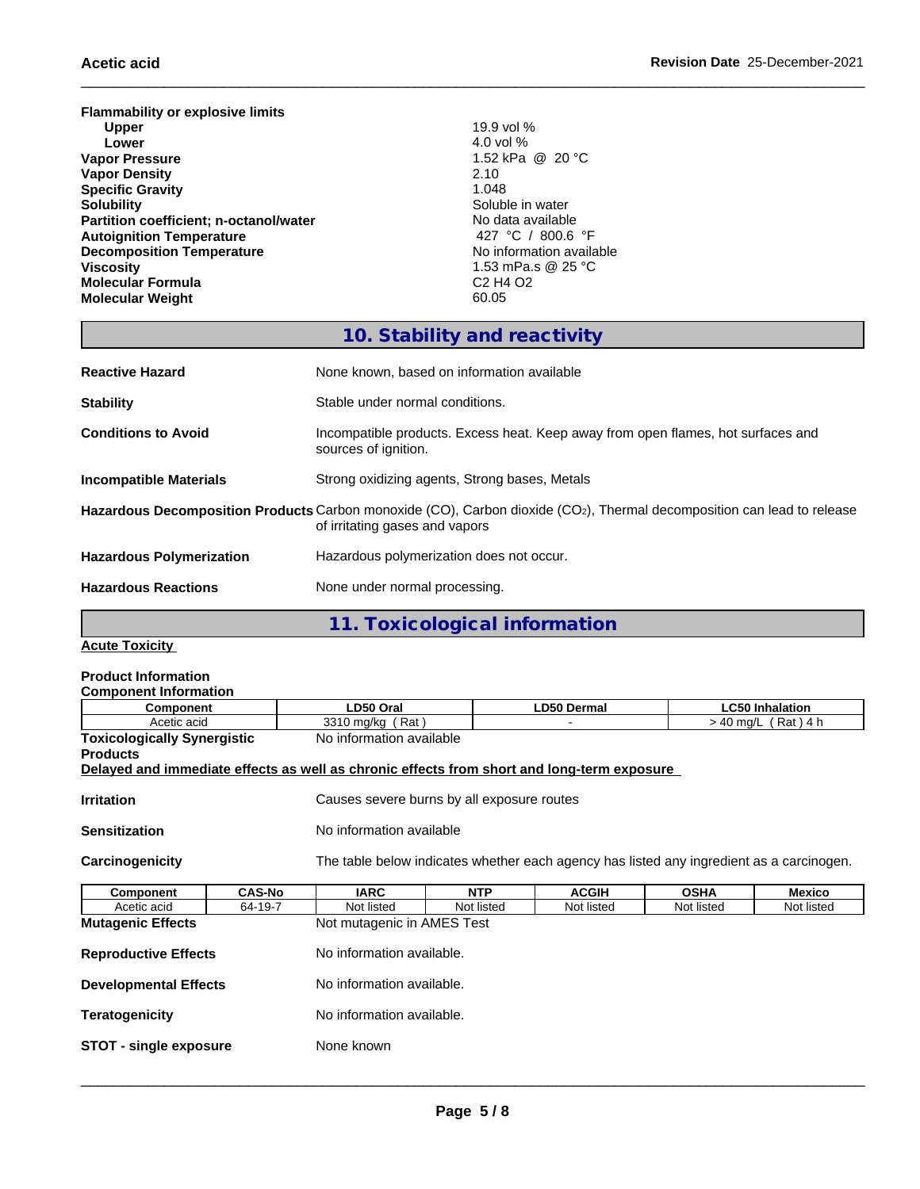**Flammability or explosive limits**

| | |
|---|---|
| **Upper** | 19.9 vol % |
| **Lower** | 4.0 vol % |
| **Vapor Pressure** | 1.52 kPa @ 20 °C |
| **Vapor Density** | 2.10 |
| **Specific Gravity** | 1.048 |
| **Solubility** | Soluble in water |
| **Partition coefficient; n-octanol/water** | No data available |
| **Autoignition Temperature** | 427 °C / 800.6 °F |
| **Decomposition Temperature** | No information available |
| **Viscosity** | 1.53 mPa.s @ 25 °C |
| **Molecular Formula** | C2 H4 O2 |
| **Molecular Weight** | 60.05 |

## 10. Stability and reactivity

**Reactive Hazard**: None known, based on information available

**Stability**: Stable under normal conditions.

**Conditions to Avoid**: Incompatible products. Excess heat. Keep away from open flames, hot surfaces and sources of ignition.

**Incompatible Materials**: Strong oxidizing agents, Strong bases, Metals

**Hazardous Decomposition Products**: Carbon monoxide (CO), Carbon dioxide ($CO_2$), Thermal decomposition can lead to release of irritating gases and vapors

**Hazardous Polymerization**: Hazardous polymerization does not occur.

**Hazardous Reactions**: None under normal processing.

## 11. Toxicological information

**Acute Toxicity**

**Product Information**

**Component Information**

| Component | LD50 Oral | LD50 Dermal | LC50 Inhalation |
|---|---|---|---|
| Acetic acid | 3310 mg/kg ( Rat ) | - | > 40 mg/L ( Rat ) 4 h |

**Toxicologically Synergistic Products**: No information available

**Delayed and immediate effects as well as chronic effects from short and long-term exposure**

**Irritation**: Causes severe burns by all exposure routes

**Sensitization**: No information available

**Carcinogenicity**: The table below indicates whether each agency has listed any ingredient as a carcinogen.

| Component | CAS-No | IARC | NTP | ACGIH | OSHA | Mexico |
|---|---|---|---|---|---|---|
| Acetic acid | 64-19-7 | Not listed | Not listed | Not listed | Not listed | Not listed |

**Mutagenic Effects**: Not mutagenic in AMES Test

**Reproductive Effects**: No information available.

**Developmental Effects**: No information available.

**Teratogenicity**: No information available.

**STOT - single exposure**: None known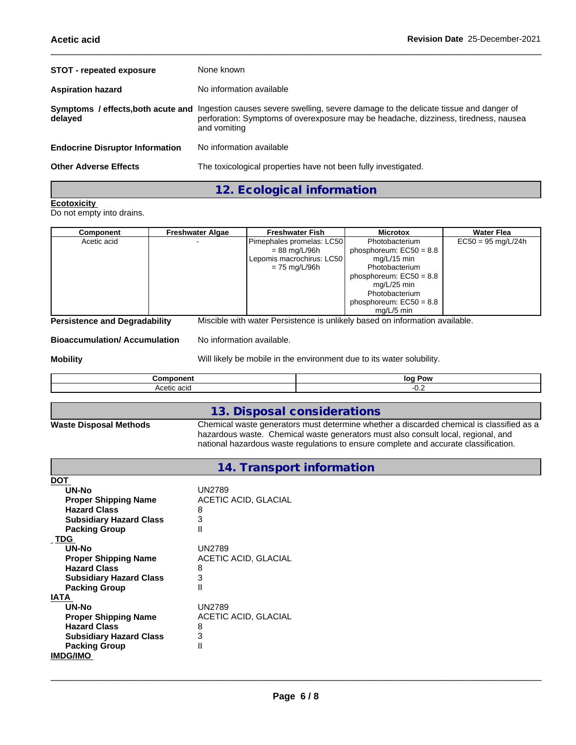| | |
|---|---|
| **STOT - repeated exposure** | None known |
| **Aspiration hazard** | No information available |
| **Symptoms / effects,both acute and delayed** | Ingestion causes severe swelling, severe damage to the delicate tissue and danger of perforation: Symptoms of overexposure may be headache, dizziness, tiredness, nausea and vomiting |
| **Endocrine Disruptor Information** | No information available |
| **Other Adverse Effects** | The toxicological properties have not been fully investigated. |

## 12. Ecological information

**Ecotoxicity**
Do not empty into drains.

| Component | Freshwater Algae | Freshwater Fish | Microtox | Water Flea |
|---|---|---|---|---|
| Acetic acid | - | Pimephales promelas: LC50 = 88 mg/L/96h Lepomis macrochirus: LC50 = 75 mg/L/96h | Photobacterium phosphoreum: EC50 = 8.8 mg/L/15 min Photobacterium phosphoreum: EC50 = 8.8 mg/L/25 min Photobacterium phosphoreum: EC50 = 8.8 mg/L/5 min | EC50 = 95 mg/L/24h |

| | |
|---|---|
| **Persistence and Degradability** | Miscible with water Persistence is unlikely based on information available. |
| **Bioaccumulation/ Accumulation** | No information available. |
| **Mobility** | Will likely be mobile in the environment due to its water solubility. |

| Component | log Pow |
|---|---|
| Acetic acid | -0.2 |

## 13. Disposal considerations

| | |
|---|---|
| **Waste Disposal Methods** | Chemical waste generators must determine whether a discarded chemical is classified as a hazardous waste. Chemical waste generators must also consult local, regional, and national hazardous waste regulations to ensure complete and accurate classification. |

## 14. Transport information

**DOT**

| | |
|---|---|
| **UN-No** | UN2789 |
| **Proper Shipping Name** | ACETIC ACID, GLACIAL |
| **Hazard Class** | 8 |
| **Subsidiary Hazard Class** | 3 |
| **Packing Group** | II |

**TDG**

| | |
|---|---|
| **UN-No** | UN2789 |
| **Proper Shipping Name** | ACETIC ACID, GLACIAL |
| **Hazard Class** | 8 |
| **Subsidiary Hazard Class** | 3 |
| **Packing Group** | II |

**IATA**

| | |
|---|---|
| **UN-No** | UN2789 |
| **Proper Shipping Name** | ACETIC ACID, GLACIAL |
| **Hazard Class** | 8 |
| **Subsidiary Hazard Class** | 3 |
| **Packing Group** | II |

**IMDG/IMO**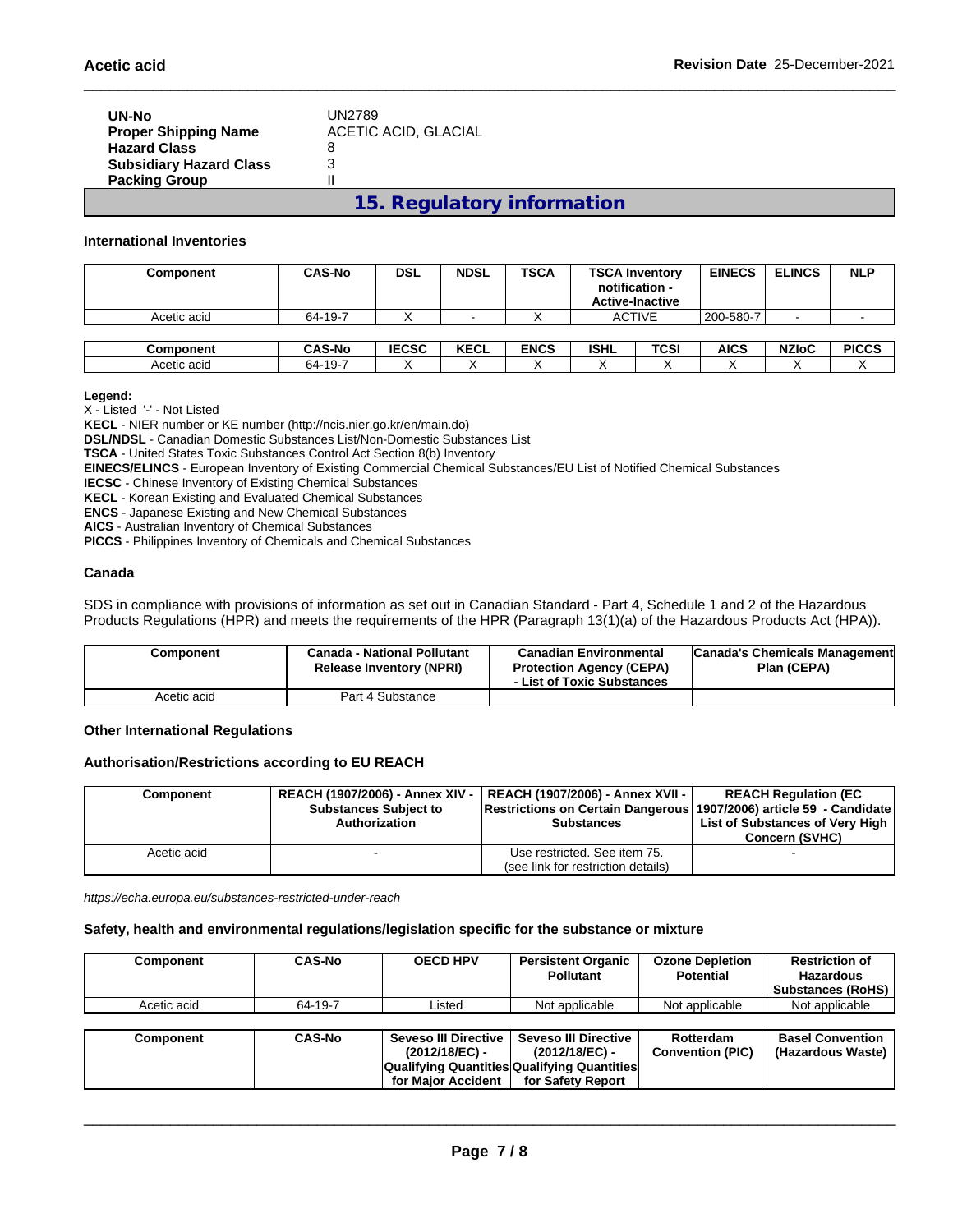| | |
|---|---|
| **UN-No** | UN2789 |
| **Proper Shipping Name** | ACETIC ACID, GLACIAL |
| **Hazard Class** | 8 |
| **Subsidiary Hazard Class** | 3 |
| **Packing Group** | II |

## 15. Regulatory information

### International Inventories

| Component | CAS-No | DSL | NDSL | TSCA | TSCA Inventory notification - Active-Inactive | EINECS | ELINCS | NLP |
|---|---|---|---|---|---|---|---|---|
| Acetic acid | 64-19-7 | X | - | X | ACTIVE | 200-580-7 | - | - |

| Component | CAS-No | IECSC | KECL | ENCS | ISHL | TCSI | AICS | NZIoC | PICCS |
|---|---|---|---|---|---|---|---|---|---|
| Acetic acid | 64-19-7 | X | X | X | X | X | X | X | X |

**Legend:**

X - Listed '-' - Not Listed

**KECL** - NIER number or KE number (http://ncis.nier.go.kr/en/main.do)

**DSL/NDSL** - Canadian Domestic Substances List/Non-Domestic Substances List

**TSCA** - United States Toxic Substances Control Act Section 8(b) Inventory

**EINECS/ELINCS** - European Inventory of Existing Commercial Chemical Substances/EU List of Notified Chemical Substances

**IECSC** - Chinese Inventory of Existing Chemical Substances

**KECL** - Korean Existing and Evaluated Chemical Substances

**ENCS** - Japanese Existing and New Chemical Substances

**AICS** - Australian Inventory of Chemical Substances

**PICCS** - Philippines Inventory of Chemicals and Chemical Substances

### Canada

SDS in compliance with provisions of information as set out in Canadian Standard - Part 4, Schedule 1 and 2 of the Hazardous Products Regulations (HPR) and meets the requirements of the HPR (Paragraph 13(1)(a) of the Hazardous Products Act (HPA)).

| Component | Canada - National Pollutant Release Inventory (NPRI) | Canadian Environmental Protection Agency (CEPA) - List of Toxic Substances | Canada's Chemicals Management Plan (CEPA) |
|---|---|---|---|
| Acetic acid | Part 4 Substance | | |

### Other International Regulations

### Authorisation/Restrictions according to EU REACH

| Component | REACH (1907/2006) - Annex XIV - Substances Subject to Authorization | REACH (1907/2006) - Annex XVII - Restrictions on Certain Dangerous Substances | REACH Regulation (EC 1907/2006) article 59 - Candidate List of Substances of Very High Concern (SVHC) |
|---|---|---|---|
| Acetic acid | - | Use restricted. See item 75. (see link for restriction details) | - |

*https://echa.europa.eu/substances-restricted-under-reach*

### Safety, health and environmental regulations/legislation specific for the substance or mixture

| Component | CAS-No | OECD HPV | Persistent Organic Pollutant | Ozone Depletion Potential | Restriction of Hazardous Substances (RoHS) |
|---|---|---|---|---|---|
| Acetic acid | 64-19-7 | Listed | Not applicable | Not applicable | Not applicable |

| Component | CAS-No | Seveso III Directive (2012/18/EC) - Qualifying Quantities for Major Accident | Seveso III Directive (2012/18/EC) - Qualifying Quantities for Safety Report | Rotterdam Convention (PIC) | Basel Convention (Hazardous Waste) |
|---|---|---|---|---|---|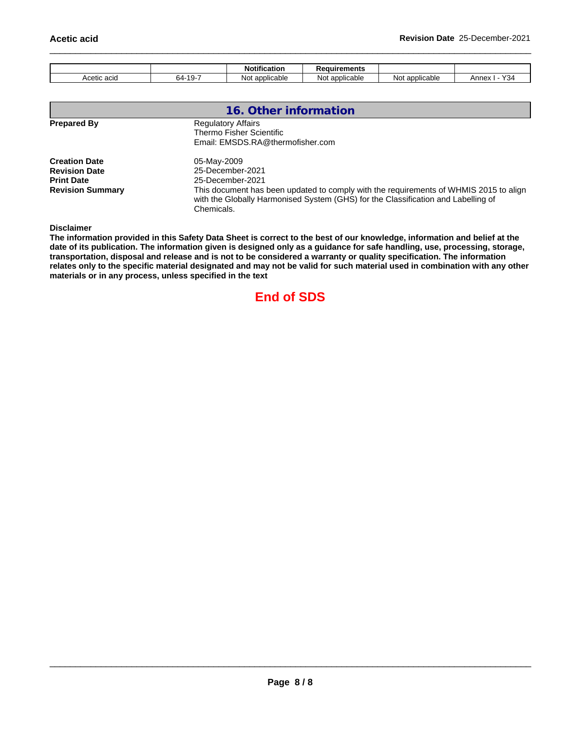| | | Notification | Requirements | | |
|---|---|---|---|---|---|
| Acetic acid | 64-19-7 | Not applicable | Not applicable | Not applicable | Annex I - Y34 |

## 16. Other information

**Prepared By**
Regulatory Affairs
Thermo Fisher Scientific
Email: EMSDS.RA@thermofisher.com

**Creation Date** 05-May-2009
**Revision Date** 25-December-2021
**Print Date** 25-December-2021
**Revision Summary** This document has been updated to comply with the requirements of WHMIS 2015 to align with the Globally Harmonised System (GHS) for the Classification and Labelling of Chemicals.

**Disclaimer**

**The information provided in this Safety Data Sheet is correct to the best of our knowledge, information and belief at the date of its publication. The information given is designed only as a guidance for safe handling, use, processing, storage, transportation, disposal and release and is not to be considered a warranty or quality specification. The information relates only to the specific material designated and may not be valid for such material used in combination with any other materials or in any process, unless specified in the text**

**End of SDS**